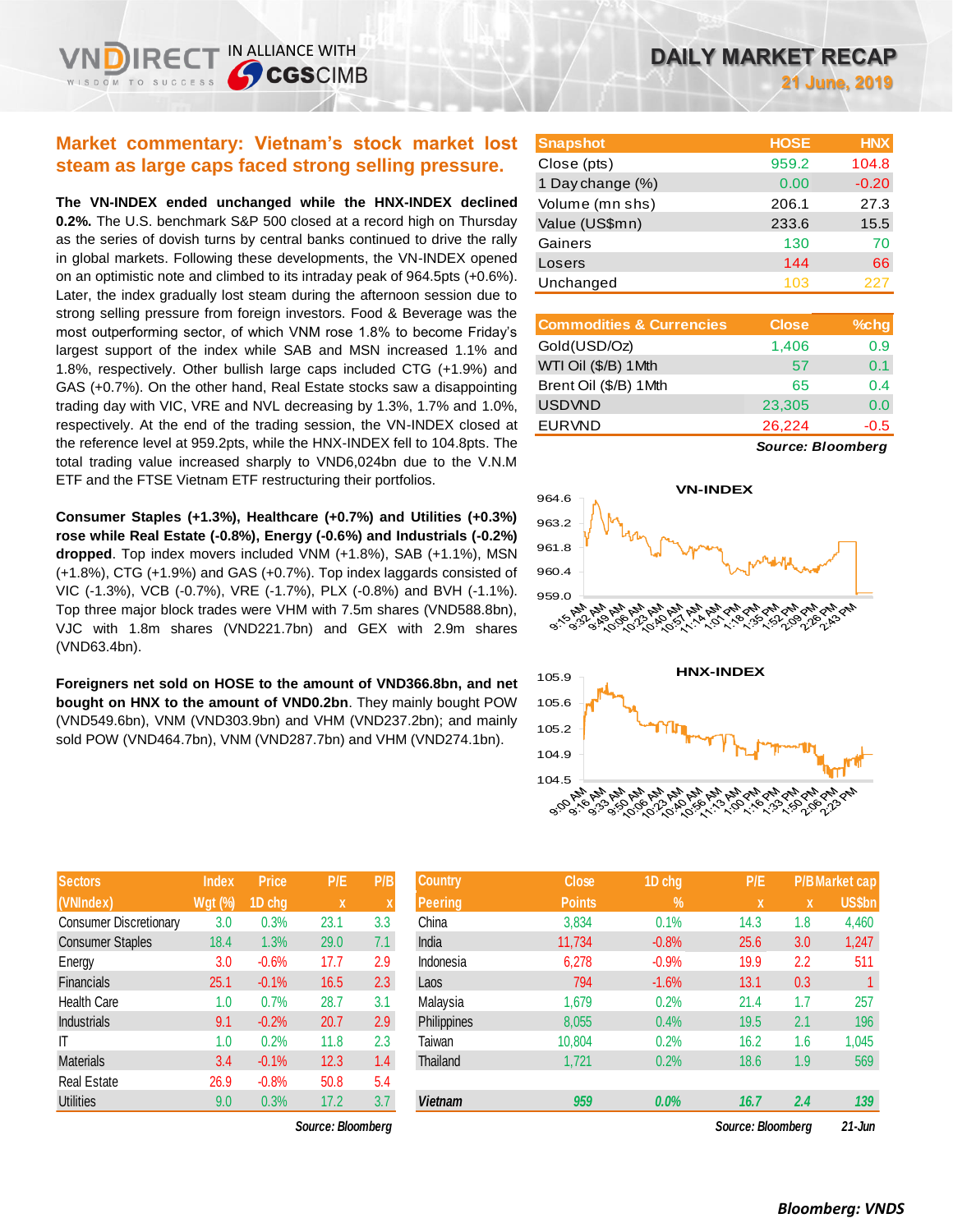# DAILY MARKET RECAP

21 June, 2019

## Market commentary: Vietnam's stock market lost steam as large caps faced strong selling pressure.

**The VN-INDEX ended unchanged while the HNX-INDEX declined 0.2%.** The U.S. benchmark S&P 500 closed at a record high on Thursday as the series of dovish turns by central banks continued to drive the rally in global markets. Following these developments, the VN-INDEX opened on an optimistic note and climbed to its intraday peak of 964.5pts (+0.6%). Later, the index gradually lost steam during the afternoon session due to strong selling pressure from foreign investors. Food & Beverage was the most outperforming sector, of which VNM rose 1.8% to become Friday's largest support of the index while SAB and MSN increased 1.1% and 1.8%, respectively. Other bullish large caps included CTG (+1.9%) and GAS (+0.7%). On the other hand, Real Estate stocks saw a disappointing trading day with VIC, VRE and NVL decreasing by 1.3%, 1.7% and 1.0%, respectively. At the end of the trading session, the VN-INDEX closed at the reference level at 959.2pts, while the HNX-INDEX fell to 104.8pts. The total trading value increased sharply to VND6,024bn due to the V.N.M ETF and the FTSE Vietnam ETF restructuring their portfolios.

**Consumer Staples (+1.3%), Healthcare (+0.7%) and Utilities (+0.3%) rose while Real Estate (-0.8%), Energy (-0.6%) and Industrials (-0.2%) dropped**. Top index movers included VNM (+1.8%), SAB (+1.1%), MSN (+1.8%), CTG (+1.9%) and GAS (+0.7%). Top index laggards consisted of VIC (-1.3%), VCB (-0.7%), VRE (-1.7%), PLX (-0.8%) and BVH (-1.1%). Top three major block trades were VHM with 7.5m shares (VND588.8bn), VJC with 1.8m shares (VND221.7bn) and GEX with 2.9m shares (VND63.4bn).

**Foreigners net sold on HOSE to the amount of VND366.8bn, and net bought on HNX to the amount of VND0.2bn**. They mainly bought POW (VND549.6bn), VNM (VND303.9bn) and VHM (VND237.2bn); and mainly sold POW (VND464.7bn), VNM (VND287.7bn) and VHM (VND274.1bn).

| Snapshot | HOSE | HNX |
|---|---|---|
| Close (pts) | 959.2 | 104.8 |
| 1 Day change (%) | 0.00 | -0.20 |
| Volume (mn shs) | 206.1 | 27.3 |
| Value (US$mn) | 233.6 | 15.5 |
| Gainers | 130 | 70 |
| Losers | 144 | 66 |
| Unchanged | 103 | 227 |

| Commodities & Currencies | Close | %chg |
|---|---|---|
| Gold(USD/Oz) | 1,406 | 0.9 |
| WTI Oil ($/B) 1Mth | 57 | 0.1 |
| Brent Oil ($/B) 1Mth | 65 | 0.4 |
| USDVND | 23,305 | 0.0 |
| EURVND | 26,224 | -0.5 |

*Source: Bloomberg*

| Sectors (VNIndex) | Index Wgt (%) | Price 1D chg | P/E x | P/B x |
|---|---|---|---|---|
| Consumer Discretionary | 3.0 | 0.3% | 23.1 | 3.3 |
| Consumer Staples | 18.4 | 1.3% | 29.0 | 7.1 |
| Energy | 3.0 | -0.6% | 17.7 | 2.9 |
| Financials | 25.1 | -0.1% | 16.5 | 2.3 |
| Health Care | 1.0 | 0.7% | 28.7 | 3.1 |
| Industrials | 9.1 | -0.2% | 20.7 | 2.9 |
| IT | 1.0 | 0.2% | 11.8 | 2.3 |
| Materials | 3.4 | -0.1% | 12.3 | 1.4 |
| Real Estate | 26.9 | -0.8% | 50.8 | 5.4 |
| Utilities | 9.0 | 0.3% | 17.2 | 3.7 |

*Source: Bloomberg*

| Country Peering | Close Points | 1D chg % | P/E x | P/B x | Market cap US$bn |
|---|---|---|---|---|---|
| China | 3,834 | 0.1% | 14.3 | 1.8 | 4,460 |
| India | 11,734 | -0.8% | 25.6 | 3.0 | 1,247 |
| Indonesia | 6,278 | -0.9% | 19.9 | 2.2 | 511 |
| Laos | 794 | -1.6% | 13.1 | 0.3 | 1 |
| Malaysia | 1,679 | 0.2% | 21.4 | 1.7 | 257 |
| Philippines | 8,055 | 0.4% | 19.5 | 2.1 | 196 |
| Taiwan | 10,804 | 0.2% | 16.2 | 1.6 | 1,045 |
| Thailand | 1,721 | 0.2% | 18.6 | 1.9 | 569 |
| ***Vietnam*** | ***959*** | ***0.0%*** | ***16.7*** | ***2.4*** | ***139*** |

*Source: Bloomberg* *21-Jun*

***Bloomberg: VNDS***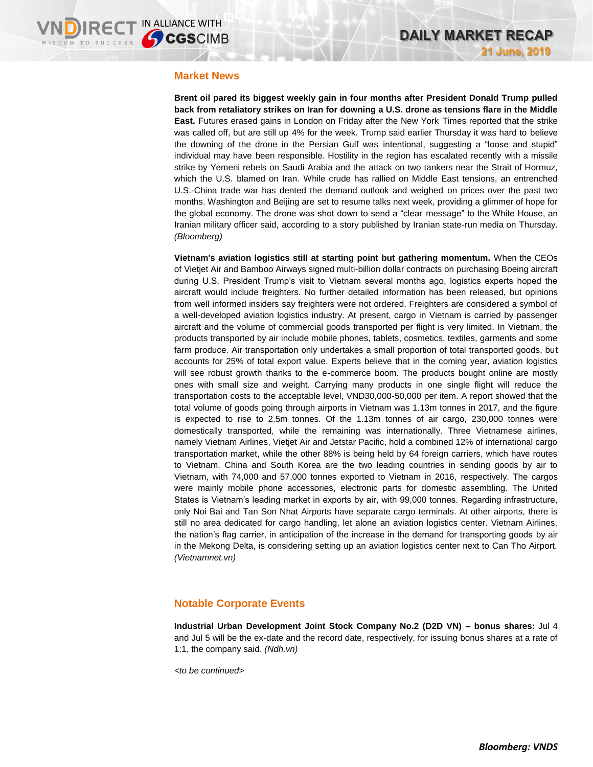## Market News

**Brent oil pared its biggest weekly gain in four months after President Donald Trump pulled back from retaliatory strikes on Iran for downing a U.S. drone as tensions flare in the Middle East.** Futures erased gains in London on Friday after the New York Times reported that the strike was called off, but are still up 4% for the week. Trump said earlier Thursday it was hard to believe the downing of the drone in the Persian Gulf was intentional, suggesting a "loose and stupid" individual may have been responsible. Hostility in the region has escalated recently with a missile strike by Yemeni rebels on Saudi Arabia and the attack on two tankers near the Strait of Hormuz, which the U.S. blamed on Iran. While crude has rallied on Middle East tensions, an entrenched U.S.-China trade war has dented the demand outlook and weighed on prices over the past two months. Washington and Beijing are set to resume talks next week, providing a glimmer of hope for the global economy. The drone was shot down to send a "clear message" to the White House, an Iranian military officer said, according to a story published by Iranian state-run media on Thursday. *(Bloomberg)*

**Vietnam's aviation logistics still at starting point but gathering momentum.** When the CEOs of Vietjet Air and Bamboo Airways signed multi-billion dollar contracts on purchasing Boeing aircraft during U.S. President Trump's visit to Vietnam several months ago, logistics experts hoped the aircraft would include freighters. No further detailed information has been released, but opinions from well informed insiders say freighters were not ordered. Freighters are considered a symbol of a well-developed aviation logistics industry. At present, cargo in Vietnam is carried by passenger aircraft and the volume of commercial goods transported per flight is very limited. In Vietnam, the products transported by air include mobile phones, tablets, cosmetics, textiles, garments and some farm produce. Air transportation only undertakes a small proportion of total transported goods, but accounts for 25% of total export value. Experts believe that in the coming year, aviation logistics will see robust growth thanks to the e-commerce boom. The products bought online are mostly ones with small size and weight. Carrying many products in one single flight will reduce the transportation costs to the acceptable level, VND30,000-50,000 per item. A report showed that the total volume of goods going through airports in Vietnam was 1.13m tonnes in 2017, and the figure is expected to rise to 2.5m tonnes. Of the 1.13m tonnes of air cargo, 230,000 tonnes were domestically transported, while the remaining was internationally. Three Vietnamese airlines, namely Vietnam Airlines, Vietjet Air and Jetstar Pacific, hold a combined 12% of international cargo transportation market, while the other 88% is being held by 64 foreign carriers, which have routes to Vietnam. China and South Korea are the two leading countries in sending goods by air to Vietnam, with 74,000 and 57,000 tonnes exported to Vietnam in 2016, respectively. The cargos were mainly mobile phone accessories, electronic parts for domestic assembling. The United States is Vietnam's leading market in exports by air, with 99,000 tonnes. Regarding infrastructure, only Noi Bai and Tan Son Nhat Airports have separate cargo terminals. At other airports, there is still no area dedicated for cargo handling, let alone an aviation logistics center. Vietnam Airlines, the nation's flag carrier, in anticipation of the increase in the demand for transporting goods by air in the Mekong Delta, is considering setting up an aviation logistics center next to Can Tho Airport. *(Vietnamnet.vn)*

## Notable Corporate Events

**Industrial Urban Development Joint Stock Company No.2 (D2D VN) – bonus shares:** Jul 4 and Jul 5 will be the ex-date and the record date, respectively, for issuing bonus shares at a rate of 1:1, the company said. *(Ndh.vn)*

*<to be continued>*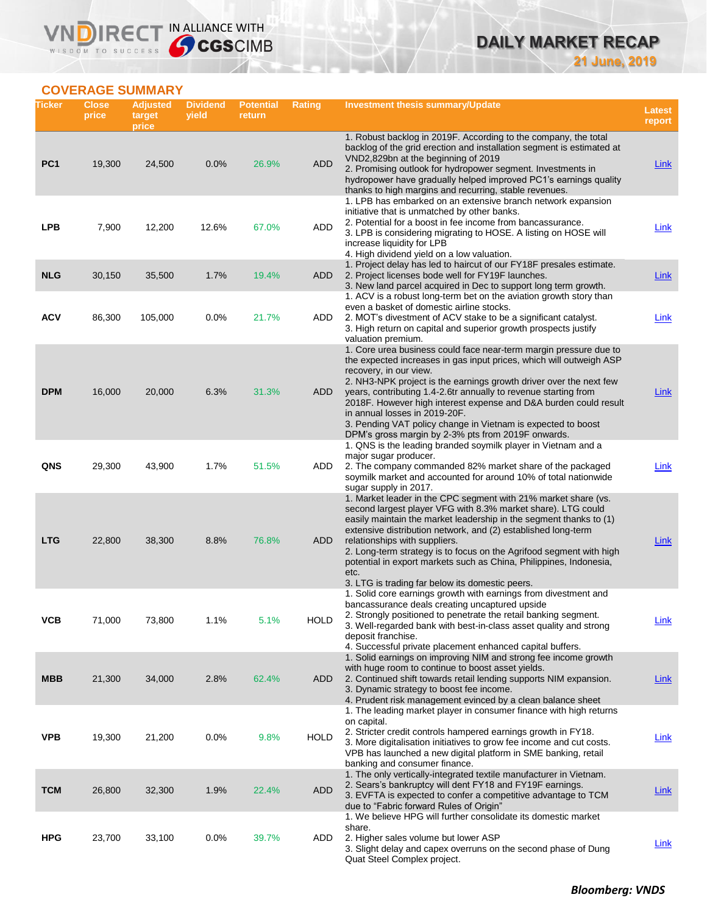## COVERAGE SUMMARY

| Ticker | Close price | Adjusted target price | Dividend yield | Potential return | Rating | Investment thesis summary/Update | Latest report |
|---|---|---|---|---|---|---|---|
| PC1 | 19,300 | 24,500 | 0.0% | 26.9% | ADD | 1. Robust backlog in 2019F. According to the company, the total backlog of the grid erection and installation segment is estimated at VND2,829bn at the beginning of 2019<br>2. Promising outlook for hydropower segment. Investments in hydropower have gradually helped improved PC1's earnings quality thanks to high margins and recurring, stable revenues. | Link |
| LPB | 7,900 | 12,200 | 12.6% | 67.0% | ADD | 1. LPB has embarked on an extensive branch network expansion initiative that is unmatched by other banks.<br>2. Potential for a boost in fee income from bancassurance.<br>3. LPB is considering migrating to HOSE. A listing on HOSE will increase liquidity for LPB<br>4. High dividend yield on a low valuation. | Link |
| NLG | 30,150 | 35,500 | 1.7% | 19.4% | ADD | 1. Project delay has led to haircut of our FY18F presales estimate.<br>2. Project licenses bode well for FY19F launches.<br>3. New land parcel acquired in Dec to support long term growth. | Link |
| ACV | 86,300 | 105,000 | 0.0% | 21.7% | ADD | 1. ACV is a robust long-term bet on the aviation growth story than even a basket of domestic airline stocks.<br>2. MOT's divestment of ACV stake to be a significant catalyst.<br>3. High return on capital and superior growth prospects justify valuation premium. | Link |
| DPM | 16,000 | 20,000 | 6.3% | 31.3% | ADD | 1. Core urea business could face near-term margin pressure due to the expected increases in gas input prices, which will outweigh ASP recovery, in our view.<br>2. NH3-NPK project is the earnings growth driver over the next few years, contributing 1.4-2.6tr annually to revenue starting from 2018F. However high interest expense and D&A burden could result in annual losses in 2019-20F.<br>3. Pending VAT policy change in Vietnam is expected to boost DPM's gross margin by 2-3% pts from 2019F onwards. | Link |
| QNS | 29,300 | 43,900 | 1.7% | 51.5% | ADD | 1. QNS is the leading branded soymilk player in Vietnam and a major sugar producer.<br>2. The company commanded 82% market share of the packaged soymilk market and accounted for around 10% of total nationwide sugar supply in 2017. | Link |
| LTG | 22,800 | 38,300 | 8.8% | 76.8% | ADD | 1. Market leader in the CPC segment with 21% market share (vs. second largest player VFG with 8.3% market share). LTG could easily maintain the market leadership in the segment thanks to (1) extensive distribution network, and (2) established long-term relationships with suppliers.<br>2. Long-term strategy is to focus on the Agrifood segment with high potential in export markets such as China, Philippines, Indonesia, etc.<br>3. LTG is trading far below its domestic peers. | Link |
| VCB | 71,000 | 73,800 | 1.1% | 5.1% | HOLD | 1. Solid core earnings growth with earnings from divestment and bancassurance deals creating uncaptured upside<br>2. Strongly positioned to penetrate the retail banking segment.<br>3. Well-regarded bank with best-in-class asset quality and strong deposit franchise.<br>4. Successful private placement enhanced capital buffers. | Link |
| MBB | 21,300 | 34,000 | 2.8% | 62.4% | ADD | 1. Solid earnings on improving NIM and strong fee income growth with huge room to continue to boost asset yields.<br>2. Continued shift towards retail lending supports NIM expansion.<br>3. Dynamic strategy to boost fee income.<br>4. Prudent risk management evinced by a clean balance sheet | Link |
| VPB | 19,300 | 21,200 | 0.0% | 9.8% | HOLD | 1. The leading market player in consumer finance with high returns on capital.<br>2. Stricter credit controls hampered earnings growth in FY18.<br>3. More digitalisation initiatives to grow fee income and cut costs. VPB has launched a new digital platform in SME banking, retail banking and consumer finance. | Link |
| TCM | 26,800 | 32,300 | 1.9% | 22.4% | ADD | 1. The only vertically-integrated textile manufacturer in Vietnam.<br>2. Sears's bankruptcy will dent FY18 and FY19F earnings.<br>3. EVFTA is expected to confer a competitive advantage to TCM due to "Fabric forward Rules of Origin" | Link |
| HPG | 23,700 | 33,100 | 0.0% | 39.7% | ADD | 1. We believe HPG will further consolidate its domestic market share.<br>2. Higher sales volume but lower ASP<br>3. Slight delay and capex overruns on the second phase of Dung Quat Steel Complex project. | Link |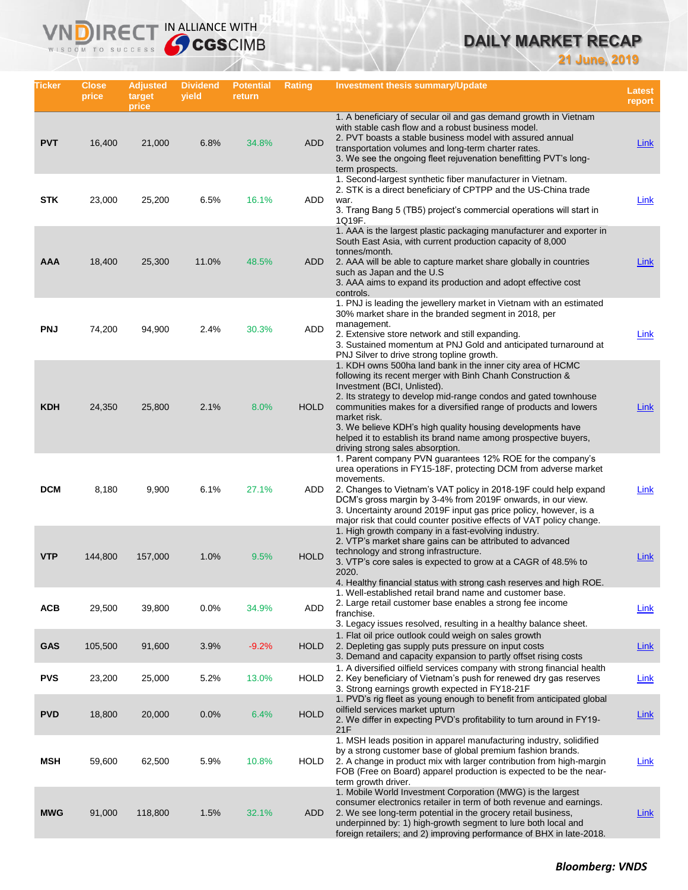# DAILY MARKET RECAP

**21 June, 2019**

| Ticker | Close price | Adjusted target price | Dividend yield | Potential return | Rating | Investment thesis summary/Update | Latest report |
|---|---|---|---|---|---|---|---|
| PVT | 16,400 | 21,000 | 6.8% | 34.8% | ADD | 1. A beneficiary of secular oil and gas demand growth in Vietnam with stable cash flow and a robust business model.<br>2. PVT boasts a stable business model with assured annual transportation volumes and long-term charter rates.<br>3. We see the ongoing fleet rejuvenation benefitting PVT's long-term prospects. | Link |
| STK | 23,000 | 25,200 | 6.5% | 16.1% | ADD | 1. Second-largest synthetic fiber manufacturer in Vietnam.<br>2. STK is a direct beneficiary of CPTPP and the US-China trade war.<br>3. Trang Bang 5 (TB5) project's commercial operations will start in 1Q19F. | Link |
| AAA | 18,400 | 25,300 | 11.0% | 48.5% | ADD | 1. AAA is the largest plastic packaging manufacturer and exporter in South East Asia, with current production capacity of 8,000 tonnes/month.<br>2. AAA will be able to capture market share globally in countries such as Japan and the U.S<br>3. AAA aims to expand its production and adopt effective cost controls. | Link |
| PNJ | 74,200 | 94,900 | 2.4% | 30.3% | ADD | 1. PNJ is leading the jewellery market in Vietnam with an estimated 30% market share in the branded segment in 2018, per management.<br>2. Extensive store network and still expanding.<br>3. Sustained momentum at PNJ Gold and anticipated turnaround at PNJ Silver to drive strong topline growth. | Link |
| KDH | 24,350 | 25,800 | 2.1% | 8.0% | HOLD | 1. KDH owns 500ha land bank in the inner city area of HCMC following its recent merger with Binh Chanh Construction & Investment (BCI, Unlisted).<br>2. Its strategy to develop mid-range condos and gated townhouse communities makes for a diversified range of products and lowers market risk.<br>3. We believe KDH's high quality housing developments have helped it to establish its brand name among prospective buyers, driving strong sales absorption. | Link |
| DCM | 8,180 | 9,900 | 6.1% | 27.1% | ADD | 1. Parent company PVN guarantees 12% ROE for the company's urea operations in FY15-18F, protecting DCM from adverse market movements.<br>2. Changes to Vietnam's VAT policy in 2018-19F could help expand DCM's gross margin by 3-4% from 2019F onwards, in our view.<br>3. Uncertainty around 2019F input gas price policy, however, is a major risk that could counter positive effects of VAT policy change. | Link |
| VTP | 144,800 | 157,000 | 1.0% | 9.5% | HOLD | 1. High growth company in a fast-evolving industry.<br>2. VTP's market share gains can be attributed to advanced technology and strong infrastructure.<br>3. VTP's core sales is expected to grow at a CAGR of 48.5% to 2020.<br>4. Healthy financial status with strong cash reserves and high ROE. | Link |
| ACB | 29,500 | 39,800 | 0.0% | 34.9% | ADD | 1. Well-established retail brand name and customer base.<br>2. Large retail customer base enables a strong fee income franchise.<br>3. Legacy issues resolved, resulting in a healthy balance sheet. | Link |
| GAS | 105,500 | 91,600 | 3.9% | -9.2% | HOLD | 1. Flat oil price outlook could weigh on sales growth<br>2. Depleting gas supply puts pressure on input costs<br>3. Demand and capacity expansion to partly offset rising costs | Link |
| PVS | 23,200 | 25,000 | 5.2% | 13.0% | HOLD | 1. A diversified oilfield services company with strong financial health<br>2. Key beneficiary of Vietnam's push for renewed dry gas reserves<br>3. Strong earnings growth expected in FY18-21F | Link |
| PVD | 18,800 | 20,000 | 0.0% | 6.4% | HOLD | 1. PVD's rig fleet as young enough to benefit from anticipated global oilfield services market upturn<br>2. We differ in expecting PVD's profitability to turn around in FY19-21F | Link |
| MSH | 59,600 | 62,500 | 5.9% | 10.8% | HOLD | 1. MSH leads position in apparel manufacturing industry, solidified by a strong customer base of global premium fashion brands.<br>2. A change in product mix with larger contribution from high-margin FOB (Free on Board) apparel production is expected to be the near-term growth driver. | Link |
| MWG | 91,000 | 118,800 | 1.5% | 32.1% | ADD | 1. Mobile World Investment Corporation (MWG) is the largest consumer electronics retailer in term of both revenue and earnings.<br>2. We see long-term potential in the grocery retail business, underpinned by: 1) high-growth segment to lure both local and foreign retailers; and 2) improving performance of BHX in late-2018. | Link |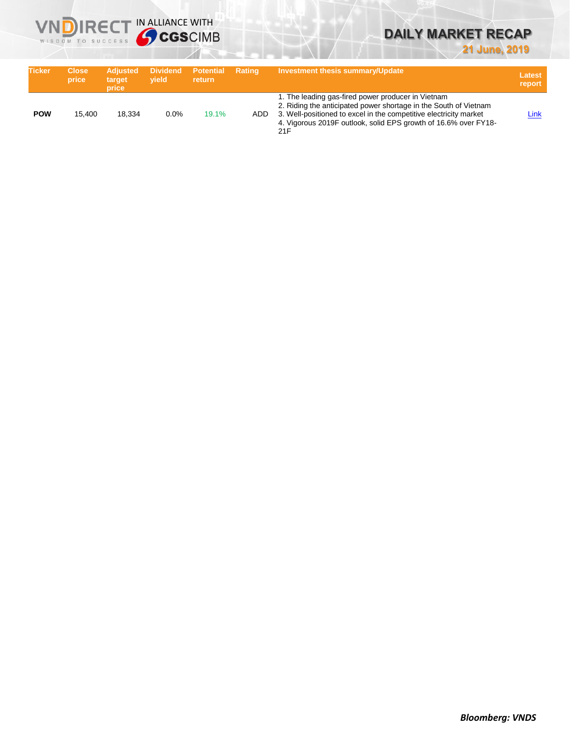| Ticker | Close price | Adjusted target price | Dividend yield | Potential return | Rating | Investment thesis summary/Update | Latest report |
|---|---|---|---|---|---|---|---|
| **POW** | 15,400 | 18,334 | 0.0% | 19.1% | ADD | 1. The leading gas-fired power producer in Vietnam<br>2. Riding the anticipated power shortage in the South of Vietnam<br>3. Well-positioned to excel in the competitive electricity market<br>4. Vigorous 2019F outlook, solid EPS growth of 16.6% over FY18-21F | Link |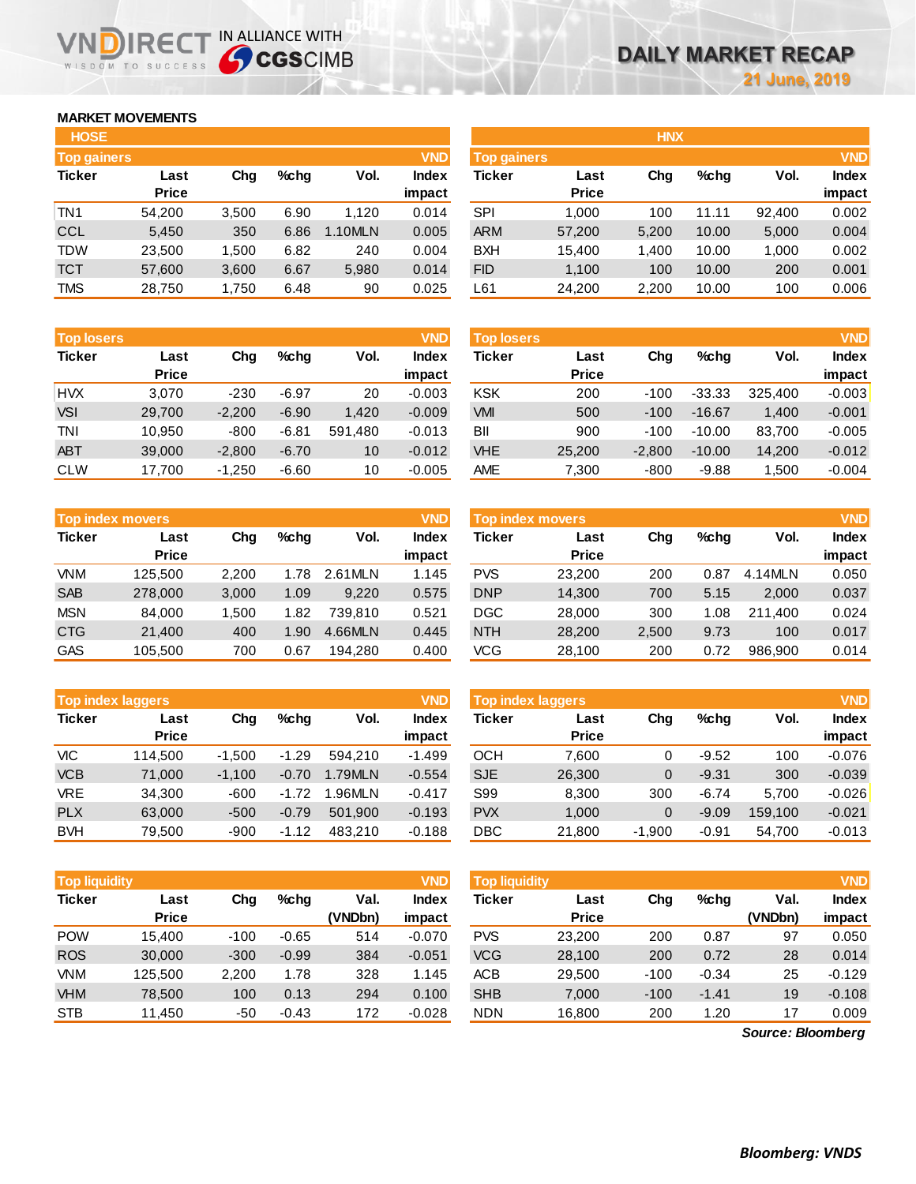# DAILY MARKET RECAP

21 June, 2019

## MARKET MOVEMENTS

### HOSE

**Top gainers** (VND)

| Ticker | Last Price | Chg | %chg | Vol. | Index impact |
|---|---|---|---|---|---|
| TN1 | 54,200 | 3,500 | 6.90 | 1,120 | 0.014 |
| CCL | 5,450 | 350 | 6.86 | 1.10MLN | 0.005 |
| TDW | 23,500 | 1,500 | 6.82 | 240 | 0.004 |
| TCT | 57,600 | 3,600 | 6.67 | 5,980 | 0.014 |
| TMS | 28,750 | 1,750 | 6.48 | 90 | 0.025 |

**Top losers** (VND)

| Ticker | Last Price | Chg | %chg | Vol. | Index impact |
|---|---|---|---|---|---|
| HVX | 3,070 | -230 | -6.97 | 20 | -0.003 |
| VSI | 29,700 | -2,200 | -6.90 | 1,420 | -0.009 |
| TNI | 10,950 | -800 | -6.81 | 591,480 | -0.013 |
| ABT | 39,000 | -2,800 | -6.70 | 10 | -0.012 |
| CLW | 17,700 | -1,250 | -6.60 | 10 | -0.005 |

**Top index movers** (VND)

| Ticker | Last Price | Chg | %chg | Vol. | Index impact |
|---|---|---|---|---|---|
| VNM | 125,500 | 2,200 | 1.78 | 2.61MLN | 1.145 |
| SAB | 278,000 | 3,000 | 1.09 | 9,220 | 0.575 |
| MSN | 84,000 | 1,500 | 1.82 | 739,810 | 0.521 |
| CTG | 21,400 | 400 | 1.90 | 4.66MLN | 0.445 |
| GAS | 105,500 | 700 | 0.67 | 194,280 | 0.400 |

**Top index laggers** (VND)

| Ticker | Last Price | Chg | %chg | Vol. | Index impact |
|---|---|---|---|---|---|
| VIC | 114,500 | -1,500 | -1.29 | 594,210 | -1.499 |
| VCB | 71,000 | -1,100 | -0.70 | 1.79MLN | -0.554 |
| VRE | 34,300 | -600 | -1.72 | 1.96MLN | -0.417 |
| PLX | 63,000 | -500 | -0.79 | 501,900 | -0.193 |
| BVH | 79,500 | -900 | -1.12 | 483,210 | -0.188 |

**Top liquidity** (VND)

| Ticker | Last Price | Chg | %chg | Val. (VNDbn) | Index impact |
|---|---|---|---|---|---|
| POW | 15,400 | -100 | -0.65 | 514 | -0.070 |
| ROS | 30,000 | -300 | -0.99 | 384 | -0.051 |
| VNM | 125,500 | 2,200 | 1.78 | 328 | 1.145 |
| VHM | 78,500 | 100 | 0.13 | 294 | 0.100 |
| STB | 11,450 | -50 | -0.43 | 172 | -0.028 |

### HNX

**Top gainers** (VND)

| Ticker | Last Price | Chg | %chg | Vol. | Index impact |
|---|---|---|---|---|---|
| SPI | 1,000 | 100 | 11.11 | 92,400 | 0.002 |
| ARM | 57,200 | 5,200 | 10.00 | 5,000 | 0.004 |
| BXH | 15,400 | 1,400 | 10.00 | 1,000 | 0.002 |
| FID | 1,100 | 100 | 10.00 | 200 | 0.001 |
| L61 | 24,200 | 2,200 | 10.00 | 100 | 0.006 |

**Top losers** (VND)

| Ticker | Last Price | Chg | %chg | Vol. | Index impact |
|---|---|---|---|---|---|
| KSK | 200 | -100 | -33.33 | 325,400 | -0.003 |
| VMI | 500 | -100 | -16.67 | 1,400 | -0.001 |
| BII | 900 | -100 | -10.00 | 83,700 | -0.005 |
| VHE | 25,200 | -2,800 | -10.00 | 14,200 | -0.012 |
| AME | 7,300 | -800 | -9.88 | 1,500 | -0.004 |

**Top index movers** (VND)

| Ticker | Last Price | Chg | %chg | Vol. | Index impact |
|---|---|---|---|---|---|
| PVS | 23,200 | 200 | 0.87 | 4.14MLN | 0.050 |
| DNP | 14,300 | 700 | 5.15 | 2,000 | 0.037 |
| DGC | 28,000 | 300 | 1.08 | 211,400 | 0.024 |
| NTH | 28,200 | 2,500 | 9.73 | 100 | 0.017 |
| VCG | 28,100 | 200 | 0.72 | 986,900 | 0.014 |

**Top index laggers** (VND)

| Ticker | Last Price | Chg | %chg | Vol. | Index impact |
|---|---|---|---|---|---|
| OCH | 7,600 | 0 | -9.52 | 100 | -0.076 |
| SJE | 26,300 | 0 | -9.31 | 300 | -0.039 |
| S99 | 8,300 | 300 | -6.74 | 5,700 | -0.026 |
| PVX | 1,000 | 0 | -9.09 | 159,100 | -0.021 |
| DBC | 21,800 | -1,900 | -0.91 | 54,700 | -0.013 |

**Top liquidity** (VND)

| Ticker | Last Price | Chg | %chg | Val. (VNDbn) | Index impact |
|---|---|---|---|---|---|
| PVS | 23,200 | 200 | 0.87 | 97 | 0.050 |
| VCG | 28,100 | 200 | 0.72 | 28 | 0.014 |
| ACB | 29,500 | -100 | -0.34 | 25 | -0.129 |
| SHB | 7,000 | -100 | -1.41 | 19 | -0.108 |
| NDN | 16,800 | 200 | 1.20 | 17 | 0.009 |

*Source: Bloomberg*

***Bloomberg: VNDS***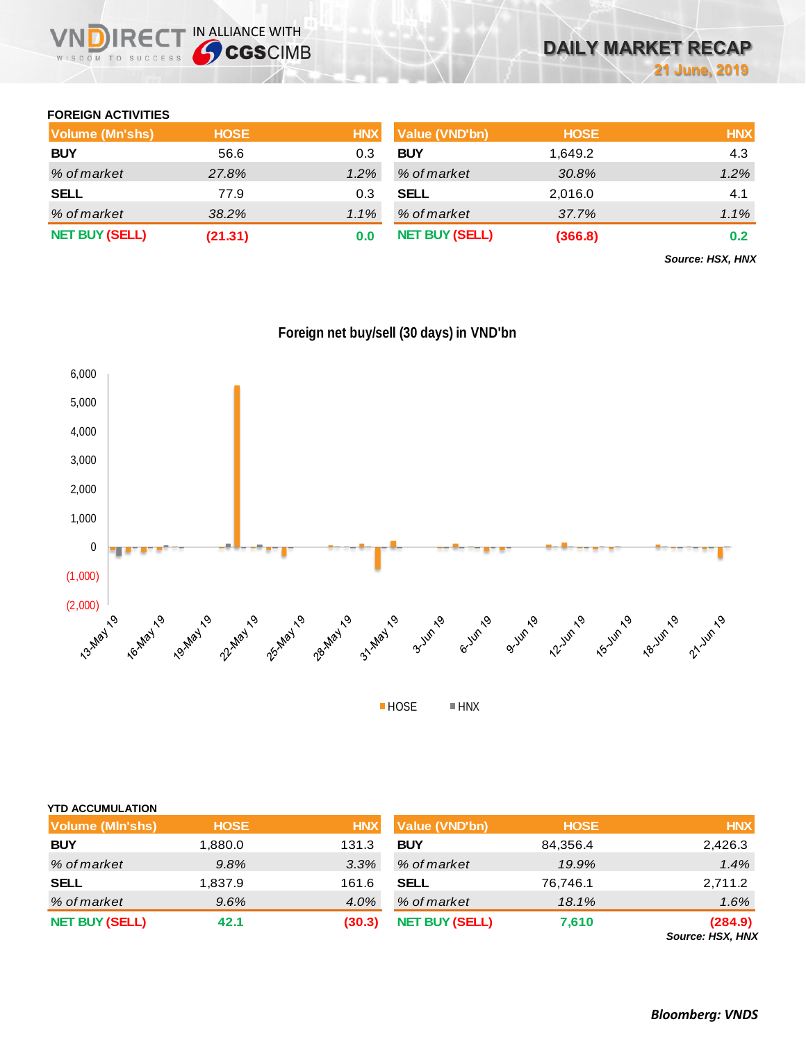## FOREIGN ACTIVITIES

| Volume (Mn'shs) | HOSE | HNX |
|---|---|---|
| **BUY** | 56.6 | 0.3 |
| *% of market* | *27.8%* | *1.2%* |
| **SELL** | 77.9 | 0.3 |
| *% of market* | *38.2%* | *1.1%* |
| **NET BUY (SELL)** | **(21.31)** | **0.0** |

| Value (VND'bn) | HOSE | HNX |
|---|---|---|
| **BUY** | 1,649.2 | 4.3 |
| *% of market* | *30.8%* | *1.2%* |
| **SELL** | 2,016.0 | 4.1 |
| *% of market* | *37.7%* | *1.1%* |
| **NET BUY (SELL)** | **(366.8)** | **0.2** |

***Source: HSX, HNX***

**Foreign net buy/sell (30 days) in VND'bn**

## YTD ACCUMULATION

| Volume (MIn'shs) | HOSE | HNX |
|---|---|---|
| **BUY** | 1,880.0 | 131.3 |
| *% of market* | *9.8%* | *3.3%* |
| **SELL** | 1,837.9 | 161.6 |
| *% of market* | *9.6%* | *4.0%* |
| **NET BUY (SELL)** | **42.1** | **(30.3)** |

| Value (VND'bn) | HOSE | HNX |
|---|---|---|
| **BUY** | 84,356.4 | 2,426.3 |
| *% of market* | *19.9%* | *1.4%* |
| **SELL** | 76,746.1 | 2,711.2 |
| *% of market* | *18.1%* | *1.6%* |
| **NET BUY (SELL)** | **7,610** | **(284.9)** |

***Source: HSX, HNX***

***Bloomberg: VNDS***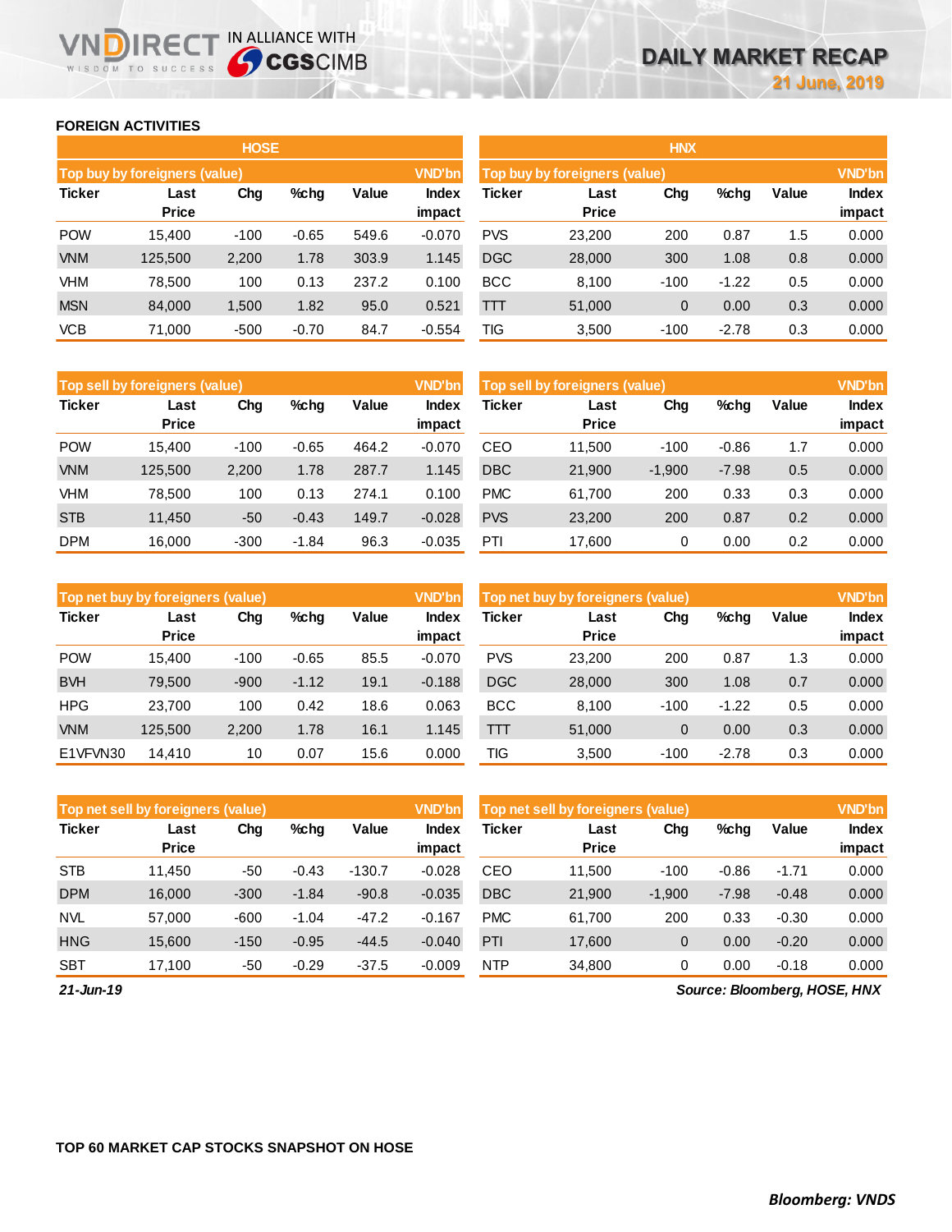## FOREIGN ACTIVITIES

### HOSE

| Top buy by foreigners (value) | | | | | VND'bn |
|---|---|---|---|---|---|
| Ticker | Last Price | Chg | %chg | Value | Index impact |
| POW | 15,400 | -100 | -0.65 | 549.6 | -0.070 |
| VNM | 125,500 | 2,200 | 1.78 | 303.9 | 1.145 |
| VHM | 78,500 | 100 | 0.13 | 237.2 | 0.100 |
| MSN | 84,000 | 1,500 | 1.82 | 95.0 | 0.521 |
| VCB | 71,000 | -500 | -0.70 | 84.7 | -0.554 |

| Top sell by foreigners (value) | | | | | VND'bn |
|---|---|---|---|---|---|
| Ticker | Last Price | Chg | %chg | Value | Index impact |
| POW | 15,400 | -100 | -0.65 | 464.2 | -0.070 |
| VNM | 125,500 | 2,200 | 1.78 | 287.7 | 1.145 |
| VHM | 78,500 | 100 | 0.13 | 274.1 | 0.100 |
| STB | 11,450 | -50 | -0.43 | 149.7 | -0.028 |
| DPM | 16,000 | -300 | -1.84 | 96.3 | -0.035 |

| Top net buy by foreigners (value) | | | | | VND'bn |
|---|---|---|---|---|---|
| Ticker | Last Price | Chg | %chg | Value | Index impact |
| POW | 15,400 | -100 | -0.65 | 85.5 | -0.070 |
| BVH | 79,500 | -900 | -1.12 | 19.1 | -0.188 |
| HPG | 23,700 | 100 | 0.42 | 18.6 | 0.063 |
| VNM | 125,500 | 2,200 | 1.78 | 16.1 | 1.145 |
| E1VFVN30 | 14,410 | 10 | 0.07 | 15.6 | 0.000 |

| Top net sell by foreigners (value) | | | | | VND'bn |
|---|---|---|---|---|---|
| Ticker | Last Price | Chg | %chg | Value | Index impact |
| STB | 11,450 | -50 | -0.43 | -130.7 | -0.028 |
| DPM | 16,000 | -300 | -1.84 | -90.8 | -0.035 |
| NVL | 57,000 | -600 | -1.04 | -47.2 | -0.167 |
| HNG | 15,600 | -150 | -0.95 | -44.5 | -0.040 |
| SBT | 17,100 | -50 | -0.29 | -37.5 | -0.009 |

### HNX

| Top buy by foreigners (value) | | | | | VND'bn |
|---|---|---|---|---|---|
| Ticker | Last Price | Chg | %chg | Value | Index impact |
| PVS | 23,200 | 200 | 0.87 | 1.5 | 0.000 |
| DGC | 28,000 | 300 | 1.08 | 0.8 | 0.000 |
| BCC | 8,100 | -100 | -1.22 | 0.5 | 0.000 |
| TTT | 51,000 | 0 | 0.00 | 0.3 | 0.000 |
| TIG | 3,500 | -100 | -2.78 | 0.3 | 0.000 |

| Top sell by foreigners (value) | | | | | VND'bn |
|---|---|---|---|---|---|
| Ticker | Last Price | Chg | %chg | Value | Index impact |
| CEO | 11,500 | -100 | -0.86 | 1.7 | 0.000 |
| DBC | 21,900 | -1,900 | -7.98 | 0.5 | 0.000 |
| PMC | 61,700 | 200 | 0.33 | 0.3 | 0.000 |
| PVS | 23,200 | 200 | 0.87 | 0.2 | 0.000 |
| PTI | 17,600 | 0 | 0.00 | 0.2 | 0.000 |

| Top net buy by foreigners (value) | | | | | VND'bn |
|---|---|---|---|---|---|
| Ticker | Last Price | Chg | %chg | Value | Index impact |
| PVS | 23,200 | 200 | 0.87 | 1.3 | 0.000 |
| DGC | 28,000 | 300 | 1.08 | 0.7 | 0.000 |
| BCC | 8,100 | -100 | -1.22 | 0.5 | 0.000 |
| TTT | 51,000 | 0 | 0.00 | 0.3 | 0.000 |
| TIG | 3,500 | -100 | -2.78 | 0.3 | 0.000 |

| Top net sell by foreigners (value) | | | | | VND'bn |
|---|---|---|---|---|---|
| Ticker | Last Price | Chg | %chg | Value | Index impact |
| CEO | 11,500 | -100 | -0.86 | -1.71 | 0.000 |
| DBC | 21,900 | -1,900 | -7.98 | -0.48 | 0.000 |
| PMC | 61,700 | 200 | 0.33 | -0.30 | 0.000 |
| PTI | 17,600 | 0 | 0.00 | -0.20 | 0.000 |
| NTP | 34,800 | 0 | 0.00 | -0.18 | 0.000 |

*21-Jun-19*

*Source: Bloomberg, HOSE, HNX*

## TOP 60 MARKET CAP STOCKS SNAPSHOT ON HOSE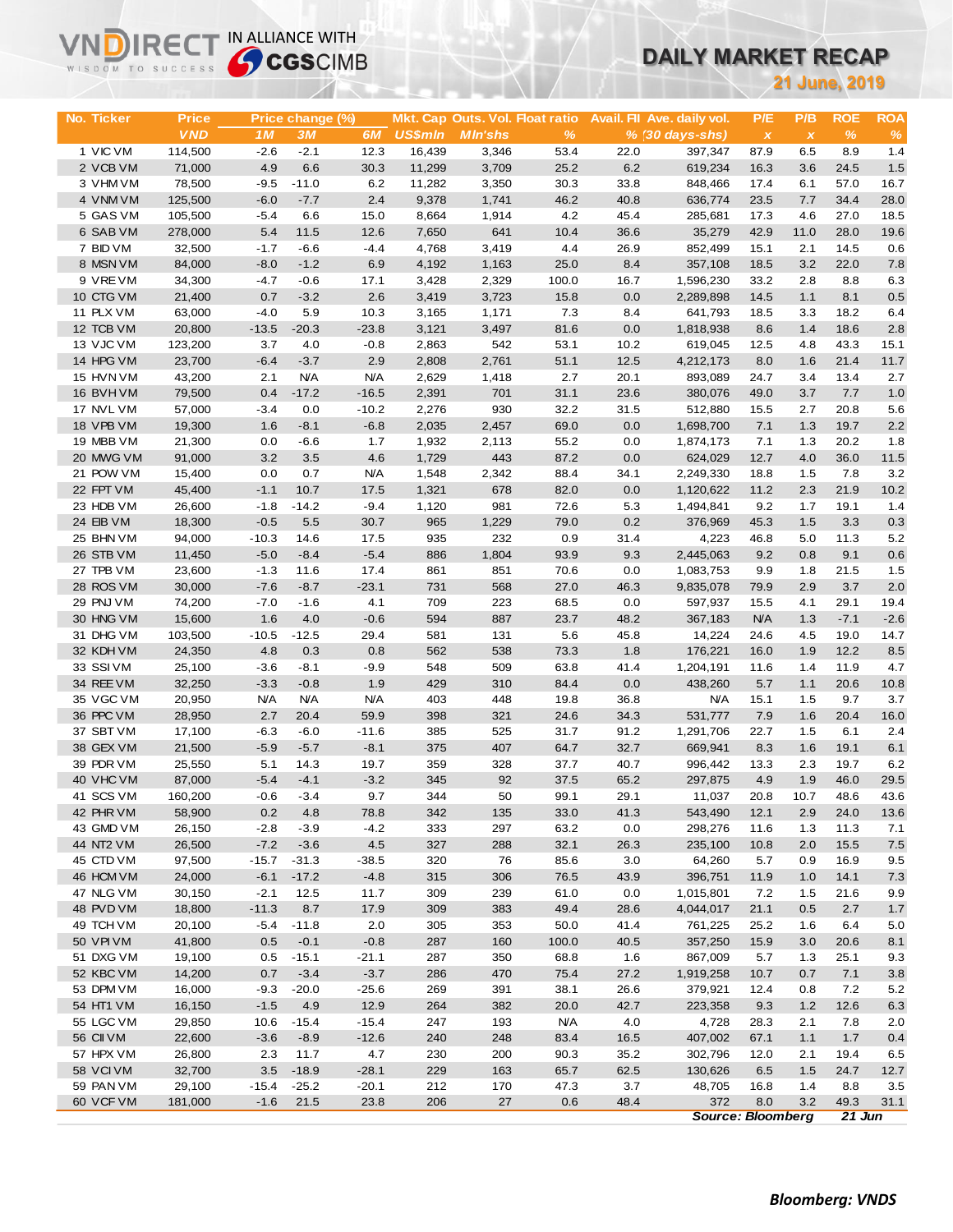# DAILY MARKET RECAP

**21 June, 2019**

| No. | Ticker | Price | Price change (%) | | | Mkt. Cap | Outs. Vol. | Float ratio | Avail. FII | Ave. daily vol. | P/E | P/B | ROE | ROA |
|---|---|---|---|---|---|---|---|---|---|---|---|---|---|---|
| | | VND | 1M | 3M | 6M | US$mln | Mln'shs | % | % | (30 days-shs) | x | x | % | % |
| 1 | VIC VM | 114,500 | -2.6 | -2.1 | 12.3 | 16,439 | 3,346 | 53.4 | 22.0 | 397,347 | 87.9 | 6.5 | 8.9 | 1.4 |
| 2 | VCB VM | 71,000 | 4.9 | 6.6 | 30.3 | 11,299 | 3,709 | 25.2 | 6.2 | 619,234 | 16.3 | 3.6 | 24.5 | 1.5 |
| 3 | VHM VM | 78,500 | -9.5 | -11.0 | 6.2 | 11,282 | 3,350 | 30.3 | 33.8 | 848,466 | 17.4 | 6.1 | 57.0 | 16.7 |
| 4 | VNM VM | 125,500 | -6.0 | -7.7 | 2.4 | 9,378 | 1,741 | 46.2 | 40.8 | 636,774 | 23.5 | 7.7 | 34.4 | 28.0 |
| 5 | GAS VM | 105,500 | -5.4 | 6.6 | 15.0 | 8,664 | 1,914 | 4.2 | 45.4 | 285,681 | 17.3 | 4.6 | 27.0 | 18.5 |
| 6 | SAB VM | 278,000 | 5.4 | 11.5 | 12.6 | 7,650 | 641 | 10.4 | 36.6 | 35,279 | 42.9 | 11.0 | 28.0 | 19.6 |
| 7 | BID VM | 32,500 | -1.7 | -6.6 | -4.4 | 4,768 | 3,419 | 4.4 | 26.9 | 852,499 | 15.1 | 2.1 | 14.5 | 0.6 |
| 8 | MSN VM | 84,000 | -8.0 | -1.2 | 6.9 | 4,192 | 1,163 | 25.0 | 8.4 | 357,108 | 18.5 | 3.2 | 22.0 | 7.8 |
| 9 | VRE VM | 34,300 | -4.7 | -0.6 | 17.1 | 3,428 | 2,329 | 100.0 | 16.7 | 1,596,230 | 33.2 | 2.8 | 8.8 | 6.3 |
| 10 | CTG VM | 21,400 | 0.7 | -3.2 | 2.6 | 3,419 | 3,723 | 15.8 | 0.0 | 2,289,898 | 14.5 | 1.1 | 8.1 | 0.5 |
| 11 | PLX VM | 63,000 | -4.0 | 5.9 | 10.3 | 3,165 | 1,171 | 7.3 | 8.4 | 641,793 | 18.5 | 3.3 | 18.2 | 6.4 |
| 12 | TCB VM | 20,800 | -13.5 | -20.3 | -23.8 | 3,121 | 3,497 | 81.6 | 0.0 | 1,818,938 | 8.6 | 1.4 | 18.6 | 2.8 |
| 13 | VJC VM | 123,200 | 3.7 | 4.0 | -0.8 | 2,863 | 542 | 53.1 | 10.2 | 619,045 | 12.5 | 4.8 | 43.3 | 15.1 |
| 14 | HPG VM | 23,700 | -6.4 | -3.7 | 2.9 | 2,808 | 2,761 | 51.1 | 12.5 | 4,212,173 | 8.0 | 1.6 | 21.4 | 11.7 |
| 15 | HVN VM | 43,200 | 2.1 | N/A | N/A | 2,629 | 1,418 | 2.7 | 20.1 | 893,089 | 24.7 | 3.4 | 13.4 | 2.7 |
| 16 | BVH VM | 79,500 | 0.4 | -17.2 | -16.5 | 2,391 | 701 | 31.1 | 23.6 | 380,076 | 49.0 | 3.7 | 7.7 | 1.0 |
| 17 | NVL VM | 57,000 | -3.4 | 0.0 | -10.2 | 2,276 | 930 | 32.2 | 31.5 | 512,880 | 15.5 | 2.7 | 20.8 | 5.6 |
| 18 | VPB VM | 19,300 | 1.6 | -8.1 | -6.8 | 2,035 | 2,457 | 69.0 | 0.0 | 1,698,700 | 7.1 | 1.3 | 19.7 | 2.2 |
| 19 | MBB VM | 21,300 | 0.0 | -6.6 | 1.7 | 1,932 | 2,113 | 55.2 | 0.0 | 1,874,173 | 7.1 | 1.3 | 20.2 | 1.8 |
| 20 | MWG VM | 91,000 | 3.2 | 3.5 | 4.6 | 1,729 | 443 | 87.2 | 0.0 | 624,029 | 12.7 | 4.0 | 36.0 | 11.5 |
| 21 | POW VM | 15,400 | 0.0 | 0.7 | N/A | 1,548 | 2,342 | 88.4 | 34.1 | 2,249,330 | 18.8 | 1.5 | 7.8 | 3.2 |
| 22 | FPT VM | 45,400 | -1.1 | 10.7 | 17.5 | 1,321 | 678 | 82.0 | 0.0 | 1,120,622 | 11.2 | 2.3 | 21.9 | 10.2 |
| 23 | HDB VM | 26,600 | -1.8 | -14.2 | -9.4 | 1,120 | 981 | 72.6 | 5.3 | 1,494,841 | 9.2 | 1.7 | 19.1 | 1.4 |
| 24 | EIB VM | 18,300 | -0.5 | 5.5 | 30.7 | 965 | 1,229 | 79.0 | 0.2 | 376,969 | 45.3 | 1.5 | 3.3 | 0.3 |
| 25 | BHN VM | 94,000 | -10.3 | 14.6 | 17.5 | 935 | 232 | 0.9 | 31.4 | 4,223 | 46.8 | 5.0 | 11.3 | 5.2 |
| 26 | STB VM | 11,450 | -5.0 | -8.4 | -5.4 | 886 | 1,804 | 93.9 | 9.3 | 2,445,063 | 9.2 | 0.8 | 9.1 | 0.6 |
| 27 | TPB VM | 23,600 | -1.3 | 11.6 | 17.4 | 861 | 851 | 70.6 | 0.0 | 1,083,753 | 9.9 | 1.8 | 21.5 | 1.5 |
| 28 | ROS VM | 30,000 | -7.6 | -8.7 | -23.1 | 731 | 568 | 27.0 | 46.3 | 9,835,078 | 79.9 | 2.9 | 3.7 | 2.0 |
| 29 | PNJ VM | 74,200 | -7.0 | -1.6 | 4.1 | 709 | 223 | 68.5 | 0.0 | 597,937 | 15.5 | 4.1 | 29.1 | 19.4 |
| 30 | HNG VM | 15,600 | 1.6 | 4.0 | -0.6 | 594 | 887 | 23.7 | 48.2 | 367,183 | N/A | 1.3 | -7.1 | -2.6 |
| 31 | DHG VM | 103,500 | -10.5 | -12.5 | 29.4 | 581 | 131 | 5.6 | 45.8 | 14,224 | 24.6 | 4.5 | 19.0 | 14.7 |
| 32 | KDH VM | 24,350 | 4.8 | 0.3 | 0.8 | 562 | 538 | 73.3 | 1.8 | 176,221 | 16.0 | 1.9 | 12.2 | 8.5 |
| 33 | SSI VM | 25,100 | -3.6 | -8.1 | -9.9 | 548 | 509 | 63.8 | 41.4 | 1,204,191 | 11.6 | 1.4 | 11.9 | 4.7 |
| 34 | REE VM | 32,250 | -3.3 | -0.8 | 1.9 | 429 | 310 | 84.4 | 0.0 | 438,260 | 5.7 | 1.1 | 20.6 | 10.8 |
| 35 | VGC VM | 20,950 | N/A | N/A | N/A | 403 | 448 | 19.8 | 36.8 | N/A | 15.1 | 1.5 | 9.7 | 3.7 |
| 36 | PPC VM | 28,950 | 2.7 | 20.4 | 59.9 | 398 | 321 | 24.6 | 34.3 | 531,777 | 7.9 | 1.6 | 20.4 | 16.0 |
| 37 | SBT VM | 17,100 | -6.3 | -6.0 | -11.6 | 385 | 525 | 31.7 | 91.2 | 1,291,706 | 22.7 | 1.5 | 6.1 | 2.4 |
| 38 | GEX VM | 21,500 | -5.9 | -5.7 | -8.1 | 375 | 407 | 64.7 | 32.7 | 669,941 | 8.3 | 1.6 | 19.1 | 6.1 |
| 39 | PDR VM | 25,550 | 5.1 | 14.3 | 19.7 | 359 | 328 | 37.7 | 40.7 | 996,442 | 13.3 | 2.3 | 19.7 | 6.2 |
| 40 | VHC VM | 87,000 | -5.4 | -4.1 | -3.2 | 345 | 92 | 37.5 | 65.2 | 297,875 | 4.9 | 1.9 | 46.0 | 29.5 |
| 41 | SCS VM | 160,200 | -0.6 | -3.4 | 9.7 | 344 | 50 | 99.1 | 29.1 | 11,037 | 20.8 | 10.7 | 48.6 | 43.6 |
| 42 | PHR VM | 58,900 | 0.2 | 4.8 | 78.8 | 342 | 135 | 33.0 | 41.3 | 543,490 | 12.1 | 2.9 | 24.0 | 13.6 |
| 43 | GMD VM | 26,150 | -2.8 | -3.9 | -4.2 | 333 | 297 | 63.2 | 0.0 | 298,276 | 11.6 | 1.3 | 11.3 | 7.1 |
| 44 | NT2 VM | 26,500 | -7.2 | -3.6 | 4.5 | 327 | 288 | 32.1 | 26.3 | 235,100 | 10.8 | 2.0 | 15.5 | 7.5 |
| 45 | CTD VM | 97,500 | -15.7 | -31.3 | -38.5 | 320 | 76 | 85.6 | 3.0 | 64,260 | 5.7 | 0.9 | 16.9 | 9.5 |
| 46 | HCM VM | 24,000 | -6.1 | -17.2 | -4.8 | 315 | 306 | 76.5 | 43.9 | 396,751 | 11.9 | 1.0 | 14.1 | 7.3 |
| 47 | NLG VM | 30,150 | -2.1 | 12.5 | 11.7 | 309 | 239 | 61.0 | 0.0 | 1,015,801 | 7.2 | 1.5 | 21.6 | 9.9 |
| 48 | PVD VM | 18,800 | -11.3 | 8.7 | 17.9 | 309 | 383 | 49.4 | 28.6 | 4,044,017 | 21.1 | 0.5 | 2.7 | 1.7 |
| 49 | TCH VM | 20,100 | -5.4 | -11.8 | 2.0 | 305 | 353 | 50.0 | 41.4 | 761,225 | 25.2 | 1.6 | 6.4 | 5.0 |
| 50 | VPI VM | 41,800 | 0.5 | -0.1 | -0.8 | 287 | 160 | 100.0 | 40.5 | 357,250 | 15.9 | 3.0 | 20.6 | 8.1 |
| 51 | DXG VM | 19,100 | 0.5 | -15.1 | -21.1 | 287 | 350 | 68.8 | 1.6 | 867,009 | 5.7 | 1.3 | 25.1 | 9.3 |
| 52 | KBC VM | 14,200 | 0.7 | -3.4 | -3.7 | 286 | 470 | 75.4 | 27.2 | 1,919,258 | 10.7 | 0.7 | 7.1 | 3.8 |
| 53 | DPM VM | 16,000 | -9.3 | -20.0 | -25.6 | 269 | 391 | 38.1 | 26.6 | 379,921 | 12.4 | 0.8 | 7.2 | 5.2 |
| 54 | HT1 VM | 16,150 | -1.5 | 4.9 | 12.9 | 264 | 382 | 20.0 | 42.7 | 223,358 | 9.3 | 1.2 | 12.6 | 6.3 |
| 55 | LGC VM | 29,850 | 10.6 | -15.4 | -15.4 | 247 | 193 | N/A | 4.0 | 4,728 | 28.3 | 2.1 | 7.8 | 2.0 |
| 56 | CII VM | 22,600 | -3.6 | -8.9 | -12.6 | 240 | 248 | 83.4 | 16.5 | 407,002 | 67.1 | 1.1 | 1.7 | 0.4 |
| 57 | HPX VM | 26,800 | 2.3 | 11.7 | 4.7 | 230 | 200 | 90.3 | 35.2 | 302,796 | 12.0 | 2.1 | 19.4 | 6.5 |
| 58 | VCI VM | 32,700 | 3.5 | -18.9 | -28.1 | 229 | 163 | 65.7 | 62.5 | 130,626 | 6.5 | 1.5 | 24.7 | 12.7 |
| 59 | PAN VM | 29,100 | -15.4 | -25.2 | -20.1 | 212 | 170 | 47.3 | 3.7 | 48,705 | 16.8 | 1.4 | 8.8 | 3.5 |
| 60 | VCF VM | 181,000 | -1.6 | 21.5 | 23.8 | 206 | 27 | 0.6 | 48.4 | 372 | 8.0 | 3.2 | 49.3 | 31.1 |

*Source: Bloomberg* *21 Jun*

***Bloomberg: VNDS***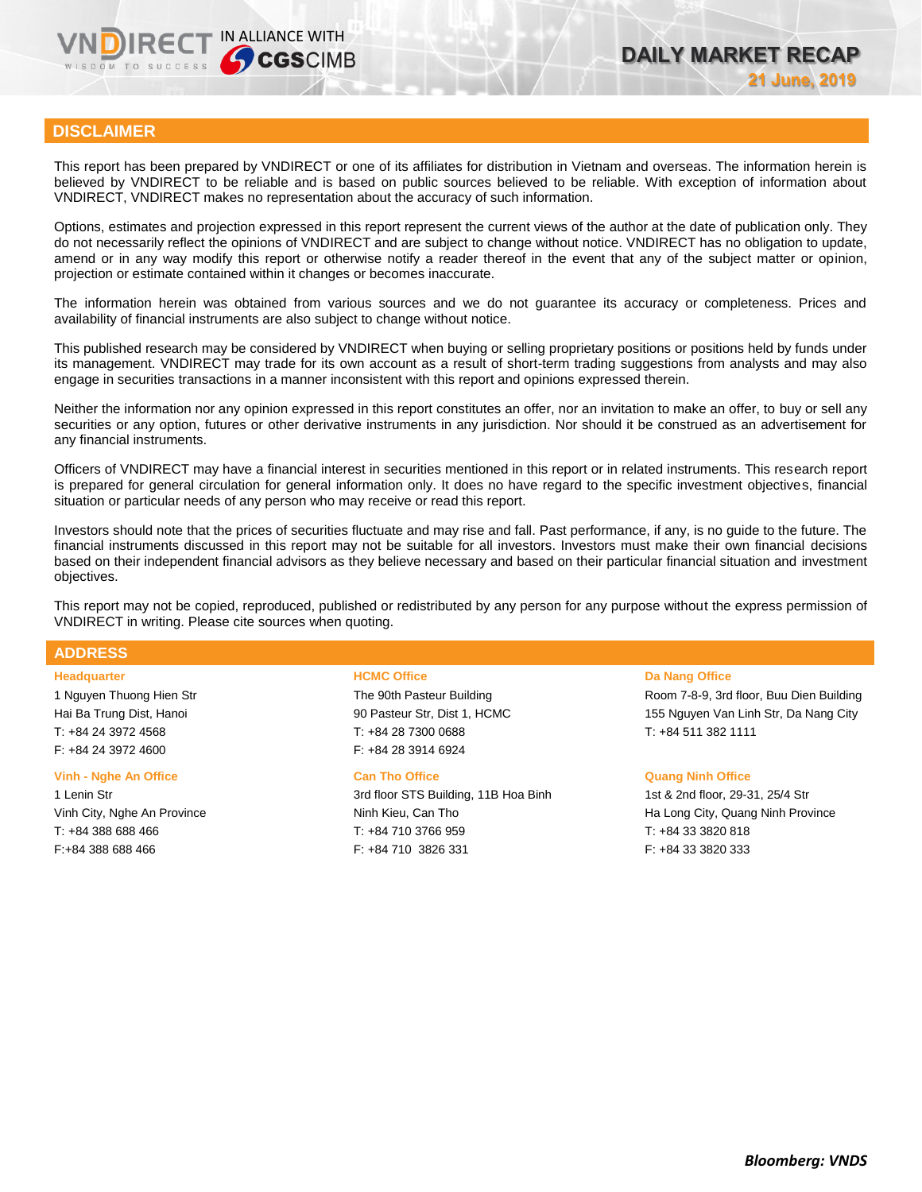## DISCLAIMER

This report has been prepared by VNDIRECT or one of its affiliates for distribution in Vietnam and overseas. The information herein is believed by VNDIRECT to be reliable and is based on public sources believed to be reliable. With exception of information about VNDIRECT, VNDIRECT makes no representation about the accuracy of such information.

Options, estimates and projection expressed in this report represent the current views of the author at the date of publication only. They do not necessarily reflect the opinions of VNDIRECT and are subject to change without notice. VNDIRECT has no obligation to update, amend or in any way modify this report or otherwise notify a reader thereof in the event that any of the subject matter or opinion, projection or estimate contained within it changes or becomes inaccurate.

The information herein was obtained from various sources and we do not guarantee its accuracy or completeness. Prices and availability of financial instruments are also subject to change without notice.

This published research may be considered by VNDIRECT when buying or selling proprietary positions or positions held by funds under its management. VNDIRECT may trade for its own account as a result of short-term trading suggestions from analysts and may also engage in securities transactions in a manner inconsistent with this report and opinions expressed therein.

Neither the information nor any opinion expressed in this report constitutes an offer, nor an invitation to make an offer, to buy or sell any securities or any option, futures or other derivative instruments in any jurisdiction. Nor should it be construed as an advertisement for any financial instruments.

Officers of VNDIRECT may have a financial interest in securities mentioned in this report or in related instruments. This research report is prepared for general circulation for general information only. It does no have regard to the specific investment objectives, financial situation or particular needs of any person who may receive or read this report.

Investors should note that the prices of securities fluctuate and may rise and fall. Past performance, if any, is no guide to the future. The financial instruments discussed in this report may not be suitable for all investors. Investors must make their own financial decisions based on their independent financial advisors as they believe necessary and based on their particular financial situation and investment objectives.

This report may not be copied, reproduced, published or redistributed by any person for any purpose without the express permission of VNDIRECT in writing. Please cite sources when quoting.

## ADDRESS

**Headquarter**
1 Nguyen Thuong Hien Str
Hai Ba Trung Dist, Hanoi
T: +84 24 3972 4568
F: +84 24 3972 4600

**HCMC Office**
The 90th Pasteur Building
90 Pasteur Str, Dist 1, HCMC
T: +84 28 7300 0688
F: +84 28 3914 6924

**Da Nang Office**
Room 7-8-9, 3rd floor, Buu Dien Building
155 Nguyen Van Linh Str, Da Nang City
T: +84 511 382 1111

**Vinh - Nghe An Office**
1 Lenin Str
Vinh City, Nghe An Province
T: +84 388 688 466
F:+84 388 688 466

**Can Tho Office**
3rd floor STS Building, 11B Hoa Binh
Ninh Kieu, Can Tho
T: +84 710 3766 959
F: +84 710 3826 331

**Quang Ninh Office**
1st & 2nd floor, 29-31, 25/4 Str
Ha Long City, Quang Ninh Province
T: +84 33 3820 818
F: +84 33 3820 333